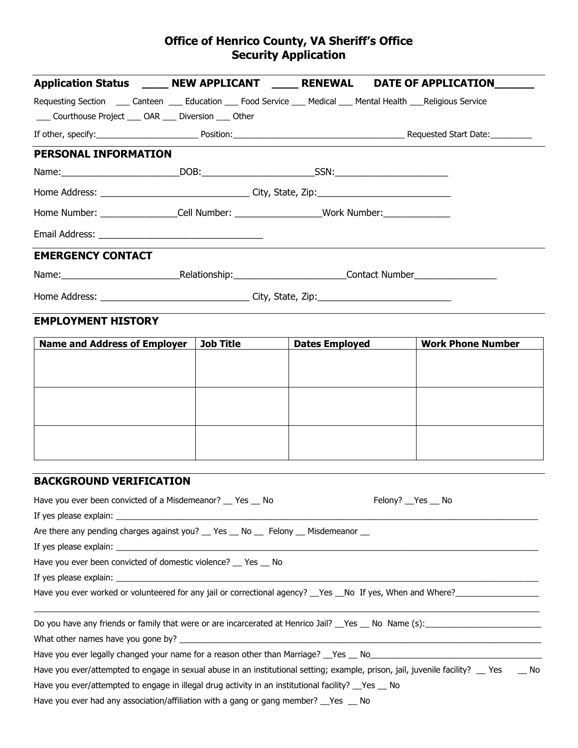# Office of Henrico County, VA Sheriff's Office
# Security Application

**Application Status** ____ **NEW APPLICANT** ____ **RENEWAL** **DATE OF APPLICATION**______

Requesting Section ___ Canteen ___ Education ___ Food Service ___ Medical ___ Mental Health ___Religious Service ___ Courthouse Project ___ OAR ___ Diversion ___ Other

If other, specify:______________________ Position:_____________________________________ Requested Start Date:_________

## PERSONAL INFORMATION

Name:_______________________DOB:______________________SSN:______________________

Home Address: _____________________________ City, State, Zip:__________________________

Home Number: _______________Cell Number: ________________Work Number:_____________

Email Address: _________________________________

## EMERGENCY CONTACT

Name:_______________________Relationship:_____________________Contact Number________________

Home Address: ____________________________ City, State, Zip:__________________________

## EMPLOYMENT HISTORY

| Name and Address of Employer | Job Title | Dates Employed | Work Phone Number |
|---|---|---|---|
| | | | |
| | | | |
| | | | |

## BACKGROUND VERIFICATION

Have you ever been convicted of a Misdemeanor? __ Yes __ No Felony? __Yes __ No

If yes please explain: ______________________________________________________________________________________

Are there any pending charges against you? __ Yes __ No __ Felony __ Misdemeanor __

If yes please explain: ______________________________________________________________________________________

Have you ever been convicted of domestic violence? __ Yes __ No

If yes please explain: ______________________________________________________________________________________

Have you ever worked or volunteered for any jail or correctional agency? __Yes __No If yes, When and Where?__________________

_____________________________________________________________________________________________________

Do you have any friends or family that were or are incarcerated at Henrico Jail? __Yes __ No Name (s):_________________________

What other names have you gone by? ___________________________________________________________________________

Have you ever legally changed your name for a reason other than Marriage? __Yes __ No_____________________________________

Have you ever/attempted to engage in sexual abuse in an institutional setting; example, prison, jail, juvenile facility? __ Yes __ No

Have you ever/attempted to engage in illegal drug activity in an institutional facility? __Yes __ No

Have you ever had any association/affiliation with a gang or gang member? __Yes __ No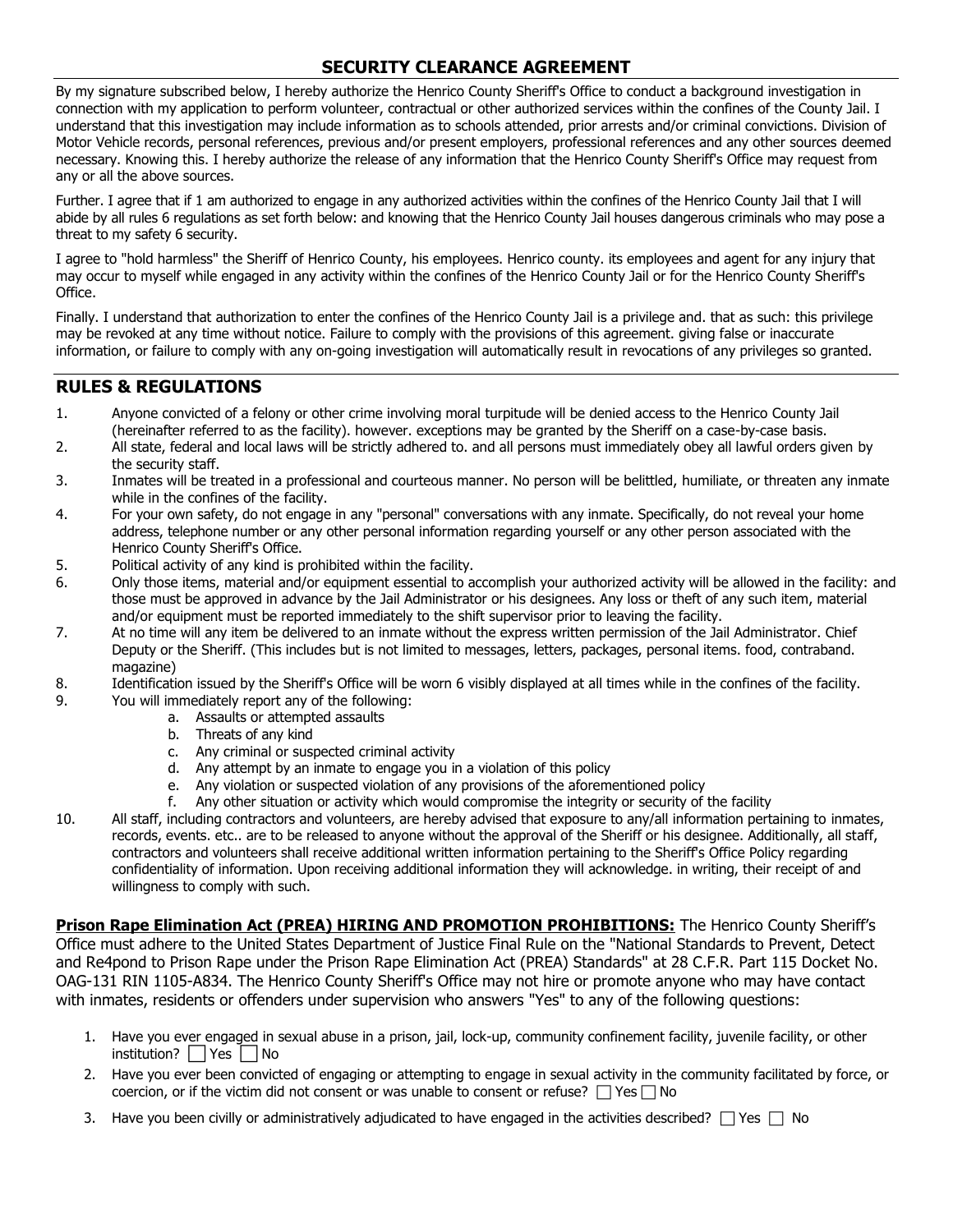## SECURITY CLEARANCE AGREEMENT

By my signature subscribed below, I hereby authorize the Henrico County Sheriff's Office to conduct a background investigation in connection with my application to perform volunteer, contractual or other authorized services within the confines of the County Jail. I understand that this investigation may include information as to schools attended, prior arrests and/or criminal convictions. Division of Motor Vehicle records, personal references, previous and/or present employers, professional references and any other sources deemed necessary. Knowing this. I hereby authorize the release of any information that the Henrico County Sheriff's Office may request from any or all the above sources.

Further. I agree that if 1 am authorized to engage in any authorized activities within the confines of the Henrico County Jail that I will abide by all rules 6 regulations as set forth below: and knowing that the Henrico County Jail houses dangerous criminals who may pose a threat to my safety 6 security.

I agree to "hold harmless" the Sheriff of Henrico County, his employees. Henrico county. its employees and agent for any injury that may occur to myself while engaged in any activity within the confines of the Henrico County Jail or for the Henrico County Sheriff's Office.

Finally. I understand that authorization to enter the confines of the Henrico County Jail is a privilege and. that as such: this privilege may be revoked at any time without notice. Failure to comply with the provisions of this agreement. giving false or inaccurate information, or failure to comply with any on-going investigation will automatically result in revocations of any privileges so granted.

## RULES & REGULATIONS

1. Anyone convicted of a felony or other crime involving moral turpitude will be denied access to the Henrico County Jail (hereinafter referred to as the facility). however. exceptions may be granted by the Sheriff on a case-by-case basis.
2. All state, federal and local laws will be strictly adhered to. and all persons must immediately obey all lawful orders given by the security staff.
3. Inmates will be treated in a professional and courteous manner. No person will be belittled, humiliate, or threaten any inmate while in the confines of the facility.
4. For your own safety, do not engage in any "personal" conversations with any inmate. Specifically, do not reveal your home address, telephone number or any other personal information regarding yourself or any other person associated with the Henrico County Sheriff's Office.
5. Political activity of any kind is prohibited within the facility.
6. Only those items, material and/or equipment essential to accomplish your authorized activity will be allowed in the facility: and those must be approved in advance by the Jail Administrator or his designees. Any loss or theft of any such item, material and/or equipment must be reported immediately to the shift supervisor prior to leaving the facility.
7. At no time will any item be delivered to an inmate without the express written permission of the Jail Administrator. Chief Deputy or the Sheriff. (This includes but is not limited to messages, letters, packages, personal items. food, contraband. magazine)
8. Identification issued by the Sheriff's Office will be worn 6 visibly displayed at all times while in the confines of the facility.
9. You will immediately report any of the following:
   a. Assaults or attempted assaults
   b. Threats of any kind
   c. Any criminal or suspected criminal activity
   d. Any attempt by an inmate to engage you in a violation of this policy
   e. Any violation or suspected violation of any provisions of the aforementioned policy
   f. Any other situation or activity which would compromise the integrity or security of the facility
10. All staff, including contractors and volunteers, are hereby advised that exposure to any/all information pertaining to inmates, records, events. etc.. are to be released to anyone without the approval of the Sheriff or his designee. Additionally, all staff, contractors and volunteers shall receive additional written information pertaining to the Sheriff's Office Policy regarding confidentiality of information. Upon receiving additional information they will acknowledge. in writing, their receipt of and willingness to comply with such.

**Prison Rape Elimination Act (PREA) HIRING AND PROMOTION PROHIBITIONS:** The Henrico County Sheriff's Office must adhere to the United States Department of Justice Final Rule on the "National Standards to Prevent, Detect and Re4pond to Prison Rape under the Prison Rape Elimination Act (PREA) Standards" at 28 C.F.R. Part 115 Docket No. OAG-131 RIN 1105-A834. The Henrico County Sheriff's Office may not hire or promote anyone who may have contact with inmates, residents or offenders under supervision who answers "Yes" to any of the following questions:

1. Have you ever engaged in sexual abuse in a prison, jail, lock-up, community confinement facility, juvenile facility, or other institution? ☐ Yes ☐ No
2. Have you ever been convicted of engaging or attempting to engage in sexual activity in the community facilitated by force, or coercion, or if the victim did not consent or was unable to consent or refuse? ☐ Yes ☐ No
3. Have you been civilly or administratively adjudicated to have engaged in the activities described? ☐ Yes ☐ No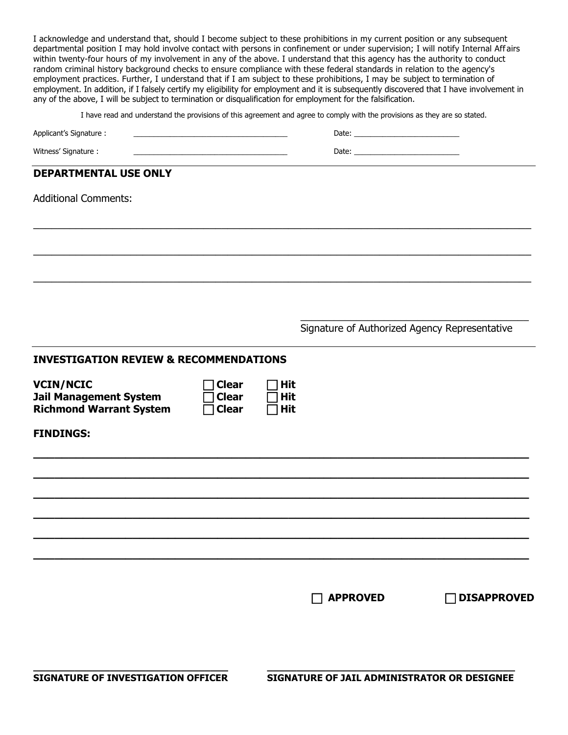I acknowledge and understand that, should I become subject to these prohibitions in my current position or any subsequent departmental position I may hold involve contact with persons in confinement or under supervision; I will notify Internal Affairs within twenty-four hours of my involvement in any of the above. I understand that this agency has the authority to conduct random criminal history background checks to ensure compliance with these federal standards in relation to the agency's employment practices. Further, I understand that if I am subject to these prohibitions, I may be subject to termination of employment. In addition, if I falsely certify my eligibility for employment and it is subsequently discovered that I have involvement in any of the above, I will be subject to termination or disqualification for employment for the falsification.

I have read and understand the provisions of this agreement and agree to comply with the provisions as they are so stated.

Applicant's Signature : ______________________________ Date: ______________________

Witness' Signature : ______________________________ Date: ______________________

## DEPARTMENTAL USE ONLY

Additional Comments:

______________________________________________________________________________

______________________________________________________________________________

______________________________________________________________________________

______________________________________
Signature of Authorized Agency Representative

## INVESTIGATION REVIEW & RECOMMENDATIONS

| | | |
|---|---|---|
| **VCIN/NCIC** | ☐ **Clear** | ☐ **Hit** |
| **Jail Management System** | ☐ **Clear** | ☐ **Hit** |
| **Richmond Warrant System** | ☐ **Clear** | ☐ **Hit** |

**FINDINGS:**

______________________________________________________________________________

______________________________________________________________________________

______________________________________________________________________________

______________________________________________________________________________

______________________________________________________________________________

______________________________________________________________________________

☐ **APPROVED** ☐ **DISAPPROVED**

______________________________________
**SIGNATURE OF INVESTIGATION OFFICER**

______________________________________
**SIGNATURE OF JAIL ADMINISTRATOR OR DESIGNEE**